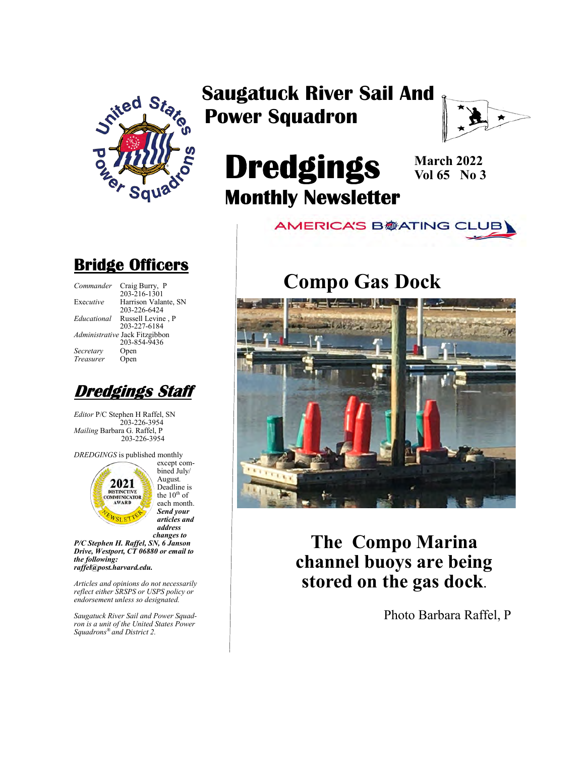# Saugatuck River Sail And Power Squadron

# Dredgings

## Monthly Newsletter

**March 2022**
**Vol 65 No 3**

AMERICA'S BOATING CLUB

## Bridge Officers

| | |
|---|---|
| *Commander* | Craig Burry, P 203-216-1301 |
| Executive | Harrison Valante, SN 203-226-6424 |
| *Educational* | Russell Levine , P 203-227-6184 |
| *Administrative* | Jack Fitzgibbon 203-854-9436 |
| *Secretary* | Open |
| *Treasurer* | Open |

## *Dredgings Staff*

*Editor* P/C Stephen H Raffel, SN 203-226-3954
*Mailing* Barbara G. Raffel, P 203-226-3954

*DREDGINGS* is published monthly except combined July/August. Deadline is the 10th of each month. ***Send your articles and address changes to P/C Stephen H. Raffel, SN, 6 Janson Drive, Westport, CT 06880 or email to the following: raffel@post.harvard.edu.***

2021 DISTINCTIVE COMMUNICATOR AWARD NEWSLETTER

*Articles and opinions do not necessarily reflect either SRSPS or USPS policy or endorsement unless so designated.*

*Saugatuck River Sail and Power Squadron is a unit of the United States Power Squadrons® and District 2.*

# Compo Gas Dock

**The Compo Marina channel buoys are being stored on the gas dock.**

Photo Barbara Raffel, P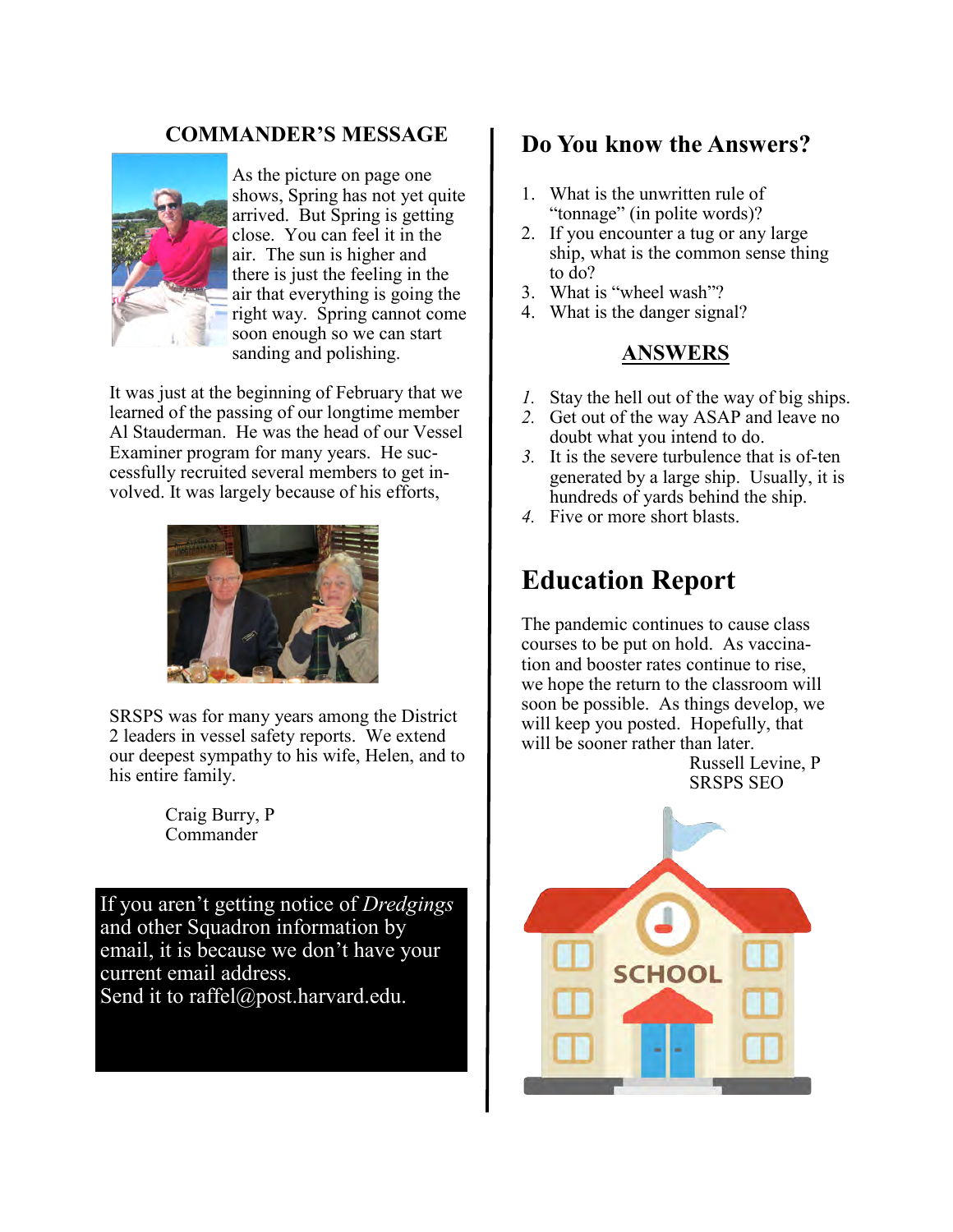## COMMANDER'S MESSAGE

As the picture on page one shows, Spring has not yet quite arrived. But Spring is getting close. You can feel it in the air. The sun is higher and there is just the feeling in the air that everything is going the right way. Spring cannot come soon enough so we can start sanding and polishing.

It was just at the beginning of February that we learned of the passing of our longtime member Al Stauderman. He was the head of our Vessel Examiner program for many years. He successfully recruited several members to get involved. It was largely because of his efforts, SRSPS was for many years among the District 2 leaders in vessel safety reports. We extend our deepest sympathy to his wife, Helen, and to his entire family.

Craig Burry, P
Commander

If you aren't getting notice of *Dredgings* and other Squadron information by email, it is because we don't have your current email address.
Send it to raffel@post.harvard.edu.

## Do You know the Answers?

1. What is the unwritten rule of "tonnage" (in polite words)?
2. If you encounter a tug or any large ship, what is the common sense thing to do?
3. What is "wheel wash"?
4. What is the danger signal?

### ANSWERS

1. Stay the hell out of the way of big ships.
2. Get out of the way ASAP and leave no doubt what you intend to do.
3. It is the severe turbulence that is of-ten generated by a large ship. Usually, it is hundreds of yards behind the ship.
4. Five or more short blasts.

## Education Report

The pandemic continues to cause class courses to be put on hold. As vaccination and booster rates continue to rise, we hope the return to the classroom will soon be possible. As things develop, we will keep you posted. Hopefully, that will be sooner rather than later.

Russell Levine, P
SRSPS SEO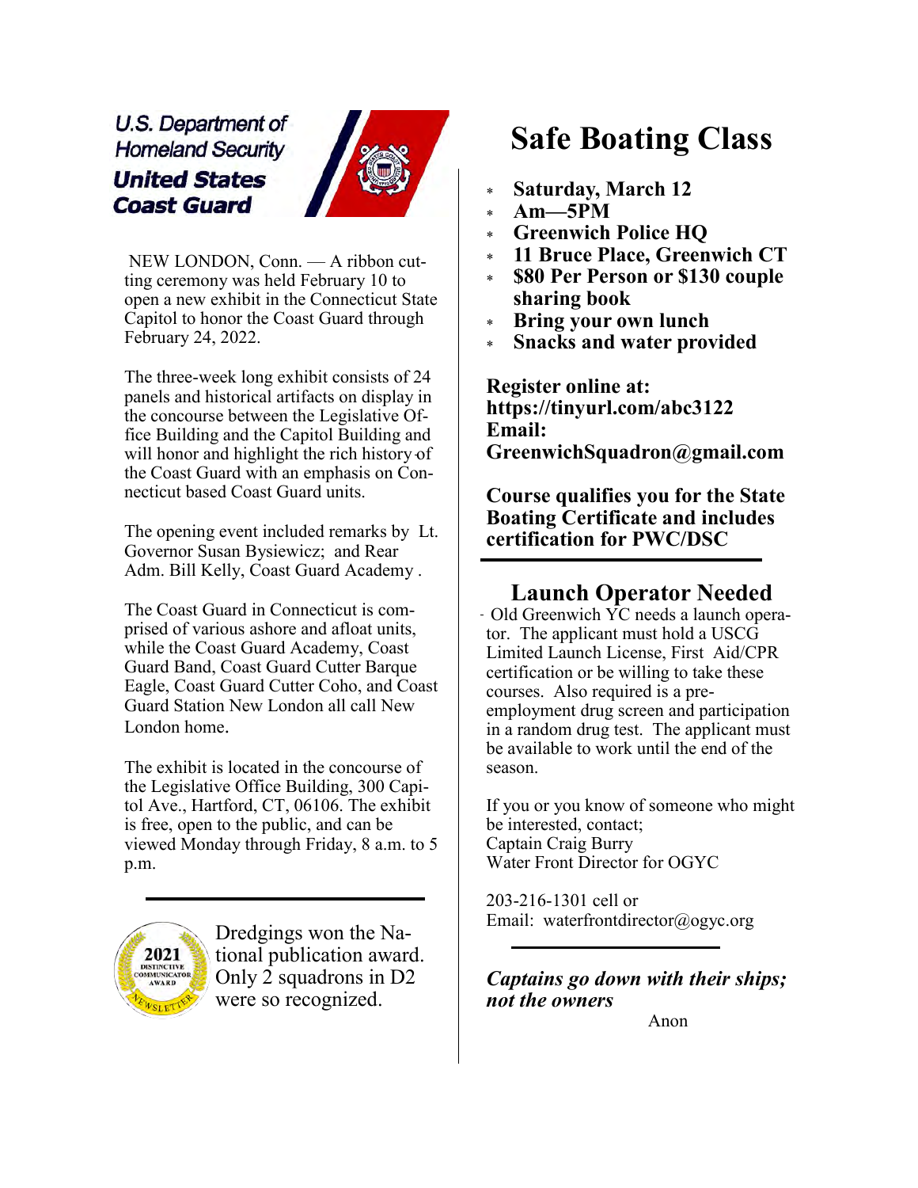U.S. Department of Homeland Security
**United States Coast Guard**

NEW LONDON, Conn. — A ribbon cutting ceremony was held February 10 to open a new exhibit in the Connecticut State Capitol to honor the Coast Guard through February 24, 2022.

The three-week long exhibit consists of 24 panels and historical artifacts on display in the concourse between the Legislative Office Building and the Capitol Building and will honor and highlight the rich history of the Coast Guard with an emphasis on Connecticut based Coast Guard units.

The opening event included remarks by Lt. Governor Susan Bysiewicz; and Rear Adm. Bill Kelly, Coast Guard Academy .

The Coast Guard in Connecticut is comprised of various ashore and afloat units, while the Coast Guard Academy, Coast Guard Band, Coast Guard Cutter Barque Eagle, Coast Guard Cutter Coho, and Coast Guard Station New London all call New London home.

The exhibit is located in the concourse of the Legislative Office Building, 300 Capitol Ave., Hartford, CT, 06106. The exhibit is free, open to the public, and can be viewed Monday through Friday, 8 a.m. to 5 p.m.

---

2021 DISTINCTIVE COMMUNICATOR AWARD NEWSLETTER

Dredgings won the National publication award. Only 2 squadrons in D2 were so recognized.

# Safe Boating Class

- **Saturday, March 12**
- **Am—5PM**
- **Greenwich Police HQ**
- **11 Bruce Place, Greenwich CT**
- **$80 Per Person or $130 couple sharing book**
- **Bring your own lunch**
- **Snacks and water provided**

**Register online at:**
**https://tinyurl.com/abc3122**
**Email:**
**GreenwichSquadron@gmail.com**

**Course qualifies you for the State Boating Certificate and includes certification for PWC/DSC**

---

## Launch Operator Needed

Old Greenwich YC needs a launch operator. The applicant must hold a USCG Limited Launch License, First Aid/CPR certification or be willing to take these courses. Also required is a pre-employment drug screen and participation in a random drug test. The applicant must be available to work until the end of the season.

If you or you know of someone who might be interested, contact;
Captain Craig Burry
Water Front Director for OGYC

203-216-1301 cell or
Email: waterfrontdirector@ogyc.org

---

***Captains go down with their ships; not the owners***

Anon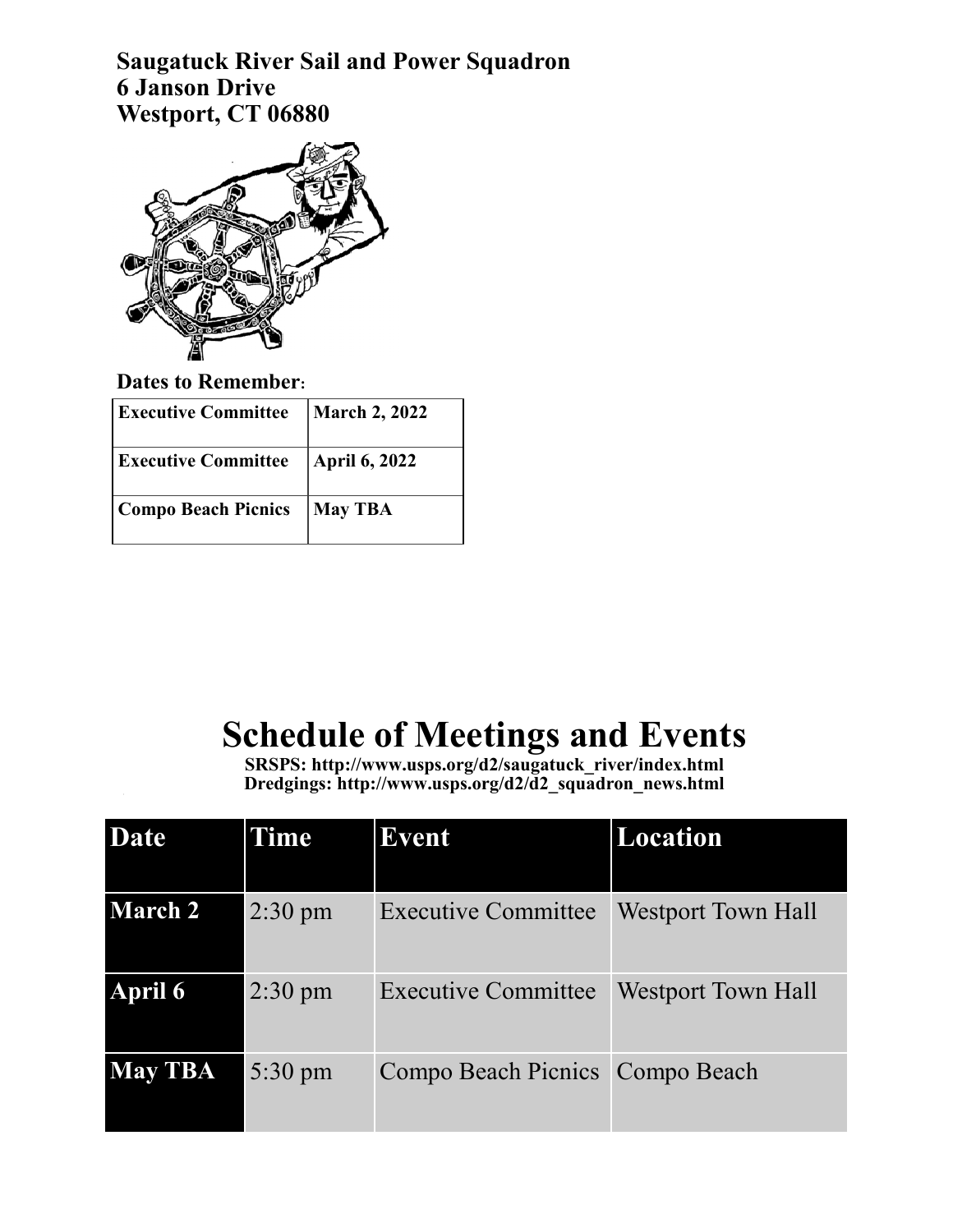**Saugatuck River Sail and Power Squadron**
**6 Janson Drive**
**Westport, CT 06880**

**Dates to Remember:**

| | |
|---|---|
| **Executive Committee** | **March 2, 2022** |
| **Executive Committee** | **April 6, 2022** |
| **Compo Beach Picnics** | **May TBA** |

# Schedule of Meetings and Events

**SRSPS: http://www.usps.org/d2/saugatuck_river/index.html**
**Dredgings: http://www.usps.org/d2/d2_squadron_news.html**

| Date | Time | Event | Location |
|---|---|---|---|
| **March 2** | 2:30 pm | Executive Committee | Westport Town Hall |
| **April 6** | 2:30 pm | Executive Committee | Westport Town Hall |
| **May TBA** | 5:30 pm | Compo Beach Picnics | Compo Beach |